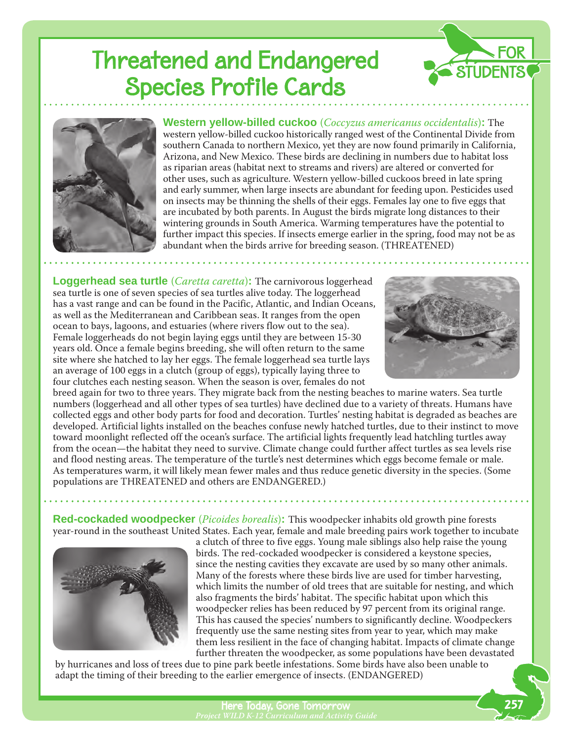# Threatened and Endangered Species Profile Cards

FOR STUDENTS

**Western yellow-billed cuckoo** (*Coccyzus americanus occidentalis*)**:** The western yellow-billed cuckoo historically ranged west of the Continental Divide from southern Canada to northern Mexico, yet they are now found primarily in California, Arizona, and New Mexico. These birds are declining in numbers due to habitat loss as riparian areas (habitat next to streams and rivers) are altered or converted for other uses, such as agriculture. Western yellow-billed cuckoos breed in late spring and early summer, when large insects are abundant for feeding upon. Pesticides used on insects may be thinning the shells of their eggs. Females lay one to five eggs that are incubated by both parents. In August the birds migrate long distances to their wintering grounds in South America. Warming temperatures have the potential to further impact this species. If insects emerge earlier in the spring, food may not be as abundant when the birds arrive for breeding season. (THREATENED)

**Loggerhead sea turtle** (*Caretta caretta*)**:** The carnivorous loggerhead sea turtle is one of seven species of sea turtles alive today. The loggerhead has a vast range and can be found in the Pacific, Atlantic, and Indian Oceans, as well as the Mediterranean and Caribbean seas. It ranges from the open ocean to bays, lagoons, and estuaries (where rivers flow out to the sea). Female loggerheads do not begin laying eggs until they are between 15-30 years old. Once a female begins breeding, she will often return to the same site where she hatched to lay her eggs. The female loggerhead sea turtle lays an average of 100 eggs in a clutch (group of eggs), typically laying three to four clutches each nesting season. When the season is over, females do not breed again for two to three years. They migrate back from the nesting beaches to marine waters. Sea turtle numbers (loggerhead and all other types of sea turtles) have declined due to a variety of threats. Humans have collected eggs and other body parts for food and decoration. Turtles' nesting habitat is degraded as beaches are developed. Artificial lights installed on the beaches confuse newly hatched turtles, due to their instinct to move toward moonlight reflected off the ocean's surface. The artificial lights frequently lead hatchling turtles away from the ocean—the habitat they need to survive. Climate change could further affect turtles as sea levels rise and flood nesting areas. The temperature of the turtle's nest determines which eggs become female or male. As temperatures warm, it will likely mean fewer males and thus reduce genetic diversity in the species. (Some populations are THREATENED and others are ENDANGERED.)

**Red-cockaded woodpecker** (*Picoides borealis*)**:** This woodpecker inhabits old growth pine forests year-round in the southeast United States. Each year, female and male breeding pairs work together to incubate a clutch of three to five eggs. Young male siblings also help raise the young birds. The red-cockaded woodpecker is considered a keystone species, since the nesting cavities they excavate are used by so many other animals. Many of the forests where these birds live are used for timber harvesting, which limits the number of old trees that are suitable for nesting, and which also fragments the birds' habitat. The specific habitat upon which this woodpecker relies has been reduced by 97 percent from its original range. This has caused the species' numbers to significantly decline. Woodpeckers frequently use the same nesting sites from year to year, which may make them less resilient in the face of changing habitat. Impacts of climate change further threaten the woodpecker, as some populations have been devastated by hurricanes and loss of trees due to pine park beetle infestations. Some birds have also been unable to adapt the timing of their breeding to the earlier emergence of insects. (ENDANGERED)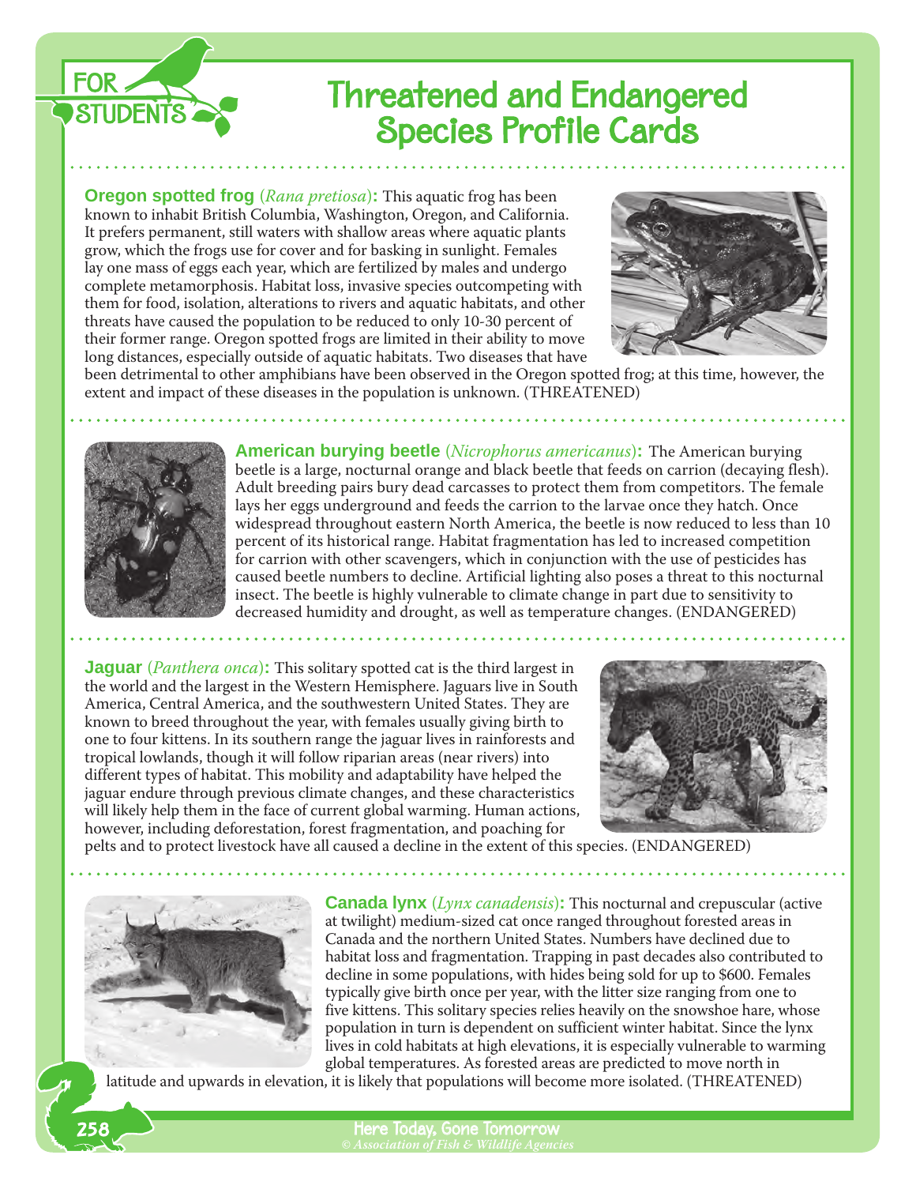FOR STUDENTS

# Threatened and Endangered Species Profile Cards

**Oregon spotted frog** (*Rana pretiosa*)**:** This aquatic frog has been known to inhabit British Columbia, Washington, Oregon, and California. It prefers permanent, still waters with shallow areas where aquatic plants grow, which the frogs use for cover and for basking in sunlight. Females lay one mass of eggs each year, which are fertilized by males and undergo complete metamorphosis. Habitat loss, invasive species outcompeting with them for food, isolation, alterations to rivers and aquatic habitats, and other threats have caused the population to be reduced to only 10-30 percent of their former range. Oregon spotted frogs are limited in their ability to move long distances, especially outside of aquatic habitats. Two diseases that have been detrimental to other amphibians have been observed in the Oregon spotted frog; at this time, however, the extent and impact of these diseases in the population is unknown. (THREATENED)

**American burying beetle** (*Nicrophorus americanus*)**:** The American burying beetle is a large, nocturnal orange and black beetle that feeds on carrion (decaying flesh). Adult breeding pairs bury dead carcasses to protect them from competitors. The female lays her eggs underground and feeds the carrion to the larvae once they hatch. Once widespread throughout eastern North America, the beetle is now reduced to less than 10 percent of its historical range. Habitat fragmentation has led to increased competition for carrion with other scavengers, which in conjunction with the use of pesticides has caused beetle numbers to decline. Artificial lighting also poses a threat to this nocturnal insect. The beetle is highly vulnerable to climate change in part due to sensitivity to decreased humidity and drought, as well as temperature changes. (ENDANGERED)

**Jaguar** (*Panthera onca*)**:** This solitary spotted cat is the third largest in the world and the largest in the Western Hemisphere. Jaguars live in South America, Central America, and the southwestern United States. They are known to breed throughout the year, with females usually giving birth to one to four kittens. In its southern range the jaguar lives in rainforests and tropical lowlands, though it will follow riparian areas (near rivers) into different types of habitat. This mobility and adaptability have helped the jaguar endure through previous climate changes, and these characteristics will likely help them in the face of current global warming. Human actions, however, including deforestation, forest fragmentation, and poaching for pelts and to protect livestock have all caused a decline in the extent of this species. (ENDANGERED)

**Canada lynx** (*Lynx canadensis*)**:** This nocturnal and crepuscular (active at twilight) medium-sized cat once ranged throughout forested areas in Canada and the northern United States. Numbers have declined due to habitat loss and fragmentation. Trapping in past decades also contributed to decline in some populations, with hides being sold for up to $600. Females typically give birth once per year, with the litter size ranging from one to five kittens. This solitary species relies heavily on the snowshoe hare, whose population in turn is dependent on sufficient winter habitat. Since the lynx lives in cold habitats at high elevations, it is especially vulnerable to warming global temperatures. As forested areas are predicted to move north in latitude and upwards in elevation, it is likely that populations will become more isolated. (THREATENED)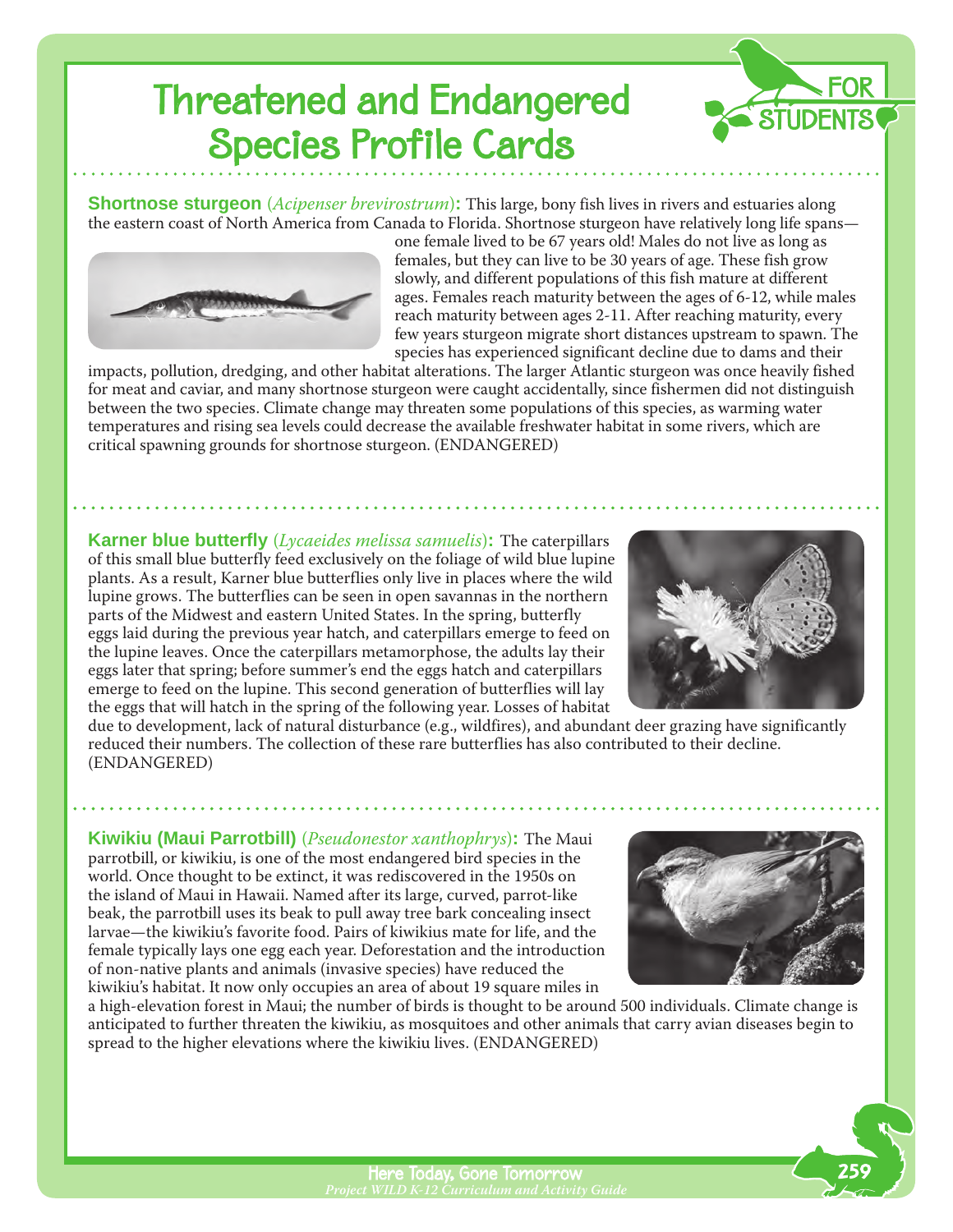# Threatened and Endangered Species Profile Cards

**Shortnose sturgeon** (*Acipenser brevirostrum*)**:** This large, bony fish lives in rivers and estuaries along the eastern coast of North America from Canada to Florida. Shortnose sturgeon have relatively long life spans—one female lived to be 67 years old! Males do not live as long as females, but they can live to be 30 years of age. These fish grow slowly, and different populations of this fish mature at different ages. Females reach maturity between the ages of 6-12, while males reach maturity between ages 2-11. After reaching maturity, every few years sturgeon migrate short distances upstream to spawn. The species has experienced significant decline due to dams and their impacts, pollution, dredging, and other habitat alterations. The larger Atlantic sturgeon was once heavily fished for meat and caviar, and many shortnose sturgeon were caught accidentally, since fishermen did not distinguish between the two species. Climate change may threaten some populations of this species, as warming water temperatures and rising sea levels could decrease the available freshwater habitat in some rivers, which are critical spawning grounds for shortnose sturgeon. (ENDANGERED)

**Karner blue butterfly** (*Lycaeides melissa samuelis*)**:** The caterpillars of this small blue butterfly feed exclusively on the foliage of wild blue lupine plants. As a result, Karner blue butterflies only live in places where the wild lupine grows. The butterflies can be seen in open savannas in the northern parts of the Midwest and eastern United States. In the spring, butterfly eggs laid during the previous year hatch, and caterpillars emerge to feed on the lupine leaves. Once the caterpillars metamorphose, the adults lay their eggs later that spring; before summer's end the eggs hatch and caterpillars emerge to feed on the lupine. This second generation of butterflies will lay the eggs that will hatch in the spring of the following year. Losses of habitat due to development, lack of natural disturbance (e.g., wildfires), and abundant deer grazing have significantly reduced their numbers. The collection of these rare butterflies has also contributed to their decline. (ENDANGERED)

**Kiwikiu (Maui Parrotbill)** (*Pseudonestor xanthophrys*)**:** The Maui parrotbill, or kiwikiu, is one of the most endangered bird species in the world. Once thought to be extinct, it was rediscovered in the 1950s on the island of Maui in Hawaii. Named after its large, curved, parrot-like beak, the parrotbill uses its beak to pull away tree bark concealing insect larvae—the kiwikiu's favorite food. Pairs of kiwikius mate for life, and the female typically lays one egg each year. Deforestation and the introduction of non-native plants and animals (invasive species) have reduced the kiwikiu's habitat. It now only occupies an area of about 19 square miles in a high-elevation forest in Maui; the number of birds is thought to be around 500 individuals. Climate change is anticipated to further threaten the kiwikiu, as mosquitoes and other animals that carry avian diseases begin to spread to the higher elevations where the kiwikiu lives. (ENDANGERED)